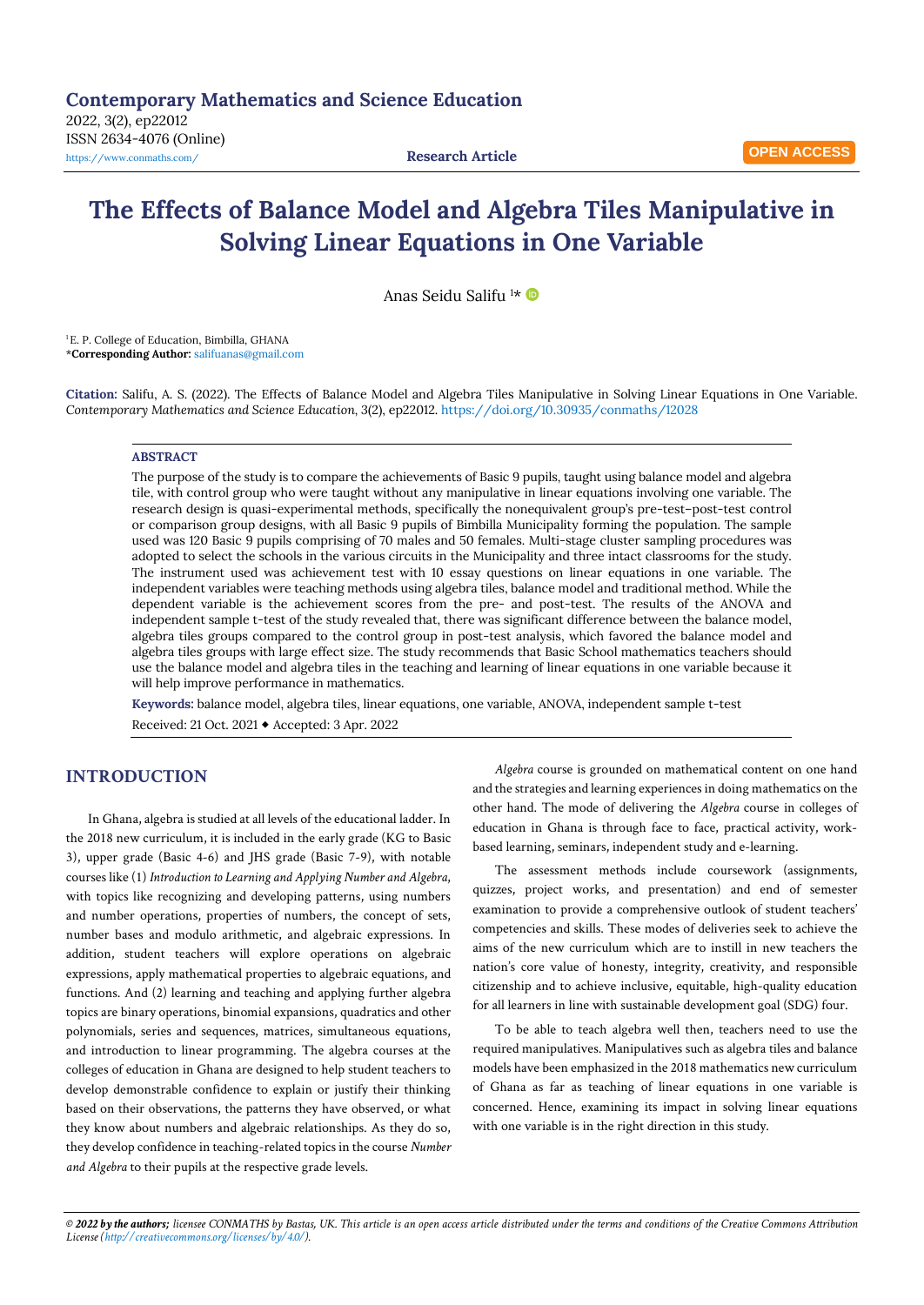Contemporary Mathematics and Science Education

2022, 3(2), ep22012

ISSN 2634-4076 (Online)

https://www.conmaths.com/

Research Article

OPEN ACCESS

# The Effects of Balance Model and Algebra Tiles Manipulative in Solving Linear Equations in One Variable

Anas Seidu Salifu [1]*

[1]E. P. College of Education, Bimbilla, GHANA

***Corresponding Author:** salifuanas@gmail.com

**Citation:** Salifu, A. S. (2022). The Effects of Balance Model and Algebra Tiles Manipulative in Solving Linear Equations in One Variable. *Contemporary Mathematics and Science Education*, 3(2), ep22012. https://doi.org/10.30935/conmaths/12028

## ABSTRACT

The purpose of the study is to compare the achievements of Basic 9 pupils, taught using balance model and algebra tile, with control group who were taught without any manipulative in linear equations involving one variable. The research design is quasi-experimental methods, specifically the nonequivalent group's pre-test–post-test control or comparison group designs, with all Basic 9 pupils of Bimbilla Municipality forming the population. The sample used was 120 Basic 9 pupils comprising of 70 males and 50 females. Multi-stage cluster sampling procedures was adopted to select the schools in the various circuits in the Municipality and three intact classrooms for the study. The instrument used was achievement test with 10 essay questions on linear equations in one variable. The independent variables were teaching methods using algebra tiles, balance model and traditional method. While the dependent variable is the achievement scores from the pre- and post-test. The results of the ANOVA and independent sample t-test of the study revealed that, there was significant difference between the balance model, algebra tiles groups compared to the control group in post-test analysis, which favored the balance model and algebra tiles groups with large effect size. The study recommends that Basic School mathematics teachers should use the balance model and algebra tiles in the teaching and learning of linear equations in one variable because it will help improve performance in mathematics.

**Keywords:** balance model, algebra tiles, linear equations, one variable, ANOVA, independent sample t-test

Received: 21 Oct. 2021 ◆ Accepted: 3 Apr. 2022

## INTRODUCTION

In Ghana, algebra is studied at all levels of the educational ladder. In the 2018 new curriculum, it is included in the early grade (KG to Basic 3), upper grade (Basic 4-6) and JHS grade (Basic 7-9), with notable courses like (1) *Introduction to Learning and Applying Number and Algebra*, with topics like recognizing and developing patterns, using numbers and number operations, properties of numbers, the concept of sets, number bases and modulo arithmetic, and algebraic expressions. In addition, student teachers will explore operations on algebraic expressions, apply mathematical properties to algebraic equations, and functions. And (2) learning and teaching and applying further algebra topics are binary operations, binomial expansions, quadratics and other polynomials, series and sequences, matrices, simultaneous equations, and introduction to linear programming. The algebra courses at the colleges of education in Ghana are designed to help student teachers to develop demonstrable confidence to explain or justify their thinking based on their observations, the patterns they have observed, or what they know about numbers and algebraic relationships. As they do so, they develop confidence in teaching-related topics in the course *Number and Algebra* to their pupils at the respective grade levels.

*Algebra* course is grounded on mathematical content on one hand and the strategies and learning experiences in doing mathematics on the other hand. The mode of delivering the *Algebra* course in colleges of education in Ghana is through face to face, practical activity, work-based learning, seminars, independent study and e-learning.

The assessment methods include coursework (assignments, quizzes, project works, and presentation) and end of semester examination to provide a comprehensive outlook of student teachers' competencies and skills. These modes of deliveries seek to achieve the aims of the new curriculum which are to instill in new teachers the nation's core value of honesty, integrity, creativity, and responsible citizenship and to achieve inclusive, equitable, high-quality education for all learners in line with sustainable development goal (SDG) four.

To be able to teach algebra well then, teachers need to use the required manipulatives. Manipulatives such as algebra tiles and balance models have been emphasized in the 2018 mathematics new curriculum of Ghana as far as teaching of linear equations in one variable is concerned. Hence, examining its impact in solving linear equations with one variable is in the right direction in this study.

*© 2022 by the authors; licensee CONMATHS by Bastas, UK. This article is an open access article distributed under the terms and conditions of the Creative Commons Attribution License (http://creativecommons.org/licenses/by/4.0/).*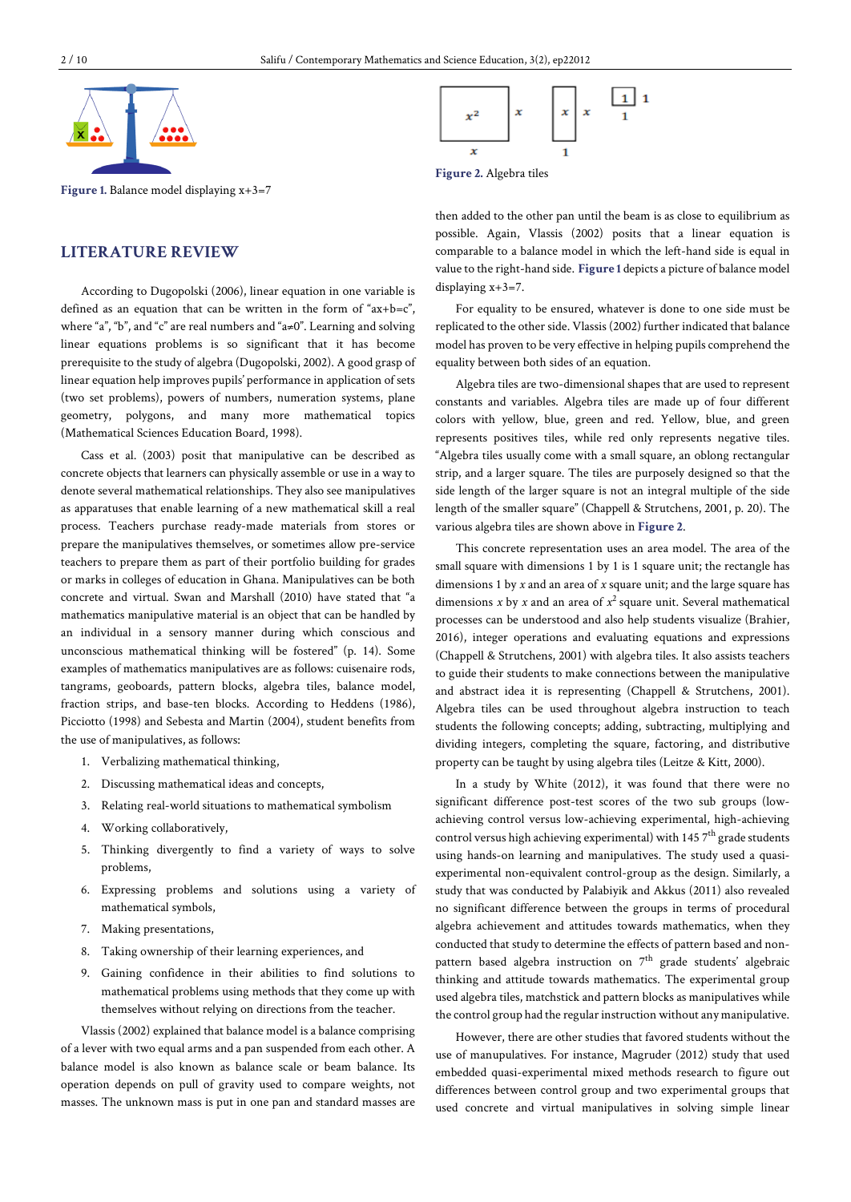Figure 1. Balance model displaying x+3=7

## LITERATURE REVIEW

According to Dugopolski (2006), linear equation in one variable is defined as an equation that can be written in the form of "ax+b=c", where "a", "b", and "c" are real numbers and "a≠0". Learning and solving linear equations problems is so significant that it has become prerequisite to the study of algebra (Dugopolski, 2002). A good grasp of linear equation help improves pupils' performance in application of sets (two set problems), powers of numbers, numeration systems, plane geometry, polygons, and many more mathematical topics (Mathematical Sciences Education Board, 1998).

Cass et al. (2003) posit that manipulative can be described as concrete objects that learners can physically assemble or use in a way to denote several mathematical relationships. They also see manipulatives as apparatuses that enable learning of a new mathematical skill a real process. Teachers purchase ready-made materials from stores or prepare the manipulatives themselves, or sometimes allow pre-service teachers to prepare them as part of their portfolio building for grades or marks in colleges of education in Ghana. Manipulatives can be both concrete and virtual. Swan and Marshall (2010) have stated that "a mathematics manipulative material is an object that can be handled by an individual in a sensory manner during which conscious and unconscious mathematical thinking will be fostered" (p. 14). Some examples of mathematics manipulatives are as follows: cuisenaire rods, tangrams, geoboards, pattern blocks, algebra tiles, balance model, fraction strips, and base-ten blocks. According to Heddens (1986), Picciotto (1998) and Sebesta and Martin (2004), student benefits from the use of manipulatives, as follows:

1. Verbalizing mathematical thinking,
2. Discussing mathematical ideas and concepts,
3. Relating real-world situations to mathematical symbolism
4. Working collaboratively,
5. Thinking divergently to find a variety of ways to solve problems,
6. Expressing problems and solutions using a variety of mathematical symbols,
7. Making presentations,
8. Taking ownership of their learning experiences, and
9. Gaining confidence in their abilities to find solutions to mathematical problems using methods that they come up with themselves without relying on directions from the teacher.

Vlassis (2002) explained that balance model is a balance comprising of a lever with two equal arms and a pan suspended from each other. A balance model is also known as balance scale or beam balance. Its operation depends on pull of gravity used to compare weights, not masses. The unknown mass is put in one pan and standard masses are then added to the other pan until the beam is as close to equilibrium as possible. Again, Vlassis (2002) posits that a linear equation is comparable to a balance model in which the left-hand side is equal in value to the right-hand side. Figure 1 depicts a picture of balance model displaying x+3=7.

Figure 2. Algebra tiles

For equality to be ensured, whatever is done to one side must be replicated to the other side. Vlassis (2002) further indicated that balance model has proven to be very effective in helping pupils comprehend the equality between both sides of an equation.

Algebra tiles are two-dimensional shapes that are used to represent constants and variables. Algebra tiles are made up of four different colors with yellow, blue, green and red. Yellow, blue, and green represents positives tiles, while red only represents negative tiles. "Algebra tiles usually come with a small square, an oblong rectangular strip, and a larger square. The tiles are purposely designed so that the side length of the larger square is not an integral multiple of the side length of the smaller square" (Chappell & Strutchens, 2001, p. 20). The various algebra tiles are shown above in Figure 2.

This concrete representation uses an area model. The area of the small square with dimensions 1 by 1 is 1 square unit; the rectangle has dimensions 1 by $x$ and an area of $x$ square unit; and the large square has dimensions $x$ by $x$ and an area of $x^2$ square unit. Several mathematical processes can be understood and also help students visualize (Brahier, 2016), integer operations and evaluating equations and expressions (Chappell & Strutchens, 2001) with algebra tiles. It also assists teachers to guide their students to make connections between the manipulative and abstract idea it is representing (Chappell & Strutchens, 2001). Algebra tiles can be used throughout algebra instruction to teach students the following concepts; adding, subtracting, multiplying and dividing integers, completing the square, factoring, and distributive property can be taught by using algebra tiles (Leitze & Kitt, 2000).

In a study by White (2012), it was found that there were no significant difference post-test scores of the two sub groups (low-achieving control versus low-achieving experimental, high-achieving control versus high achieving experimental) with 145 7th grade students using hands-on learning and manipulatives. The study used a quasi-experimental non-equivalent control-group as the design. Similarly, a study that was conducted by Palabiyik and Akkus (2011) also revealed no significant difference between the groups in terms of procedural algebra achievement and attitudes towards mathematics, when they conducted that study to determine the effects of pattern based and non-pattern based algebra instruction on 7th grade students' algebraic thinking and attitude towards mathematics. The experimental group used algebra tiles, matchstick and pattern blocks as manipulatives while the control group had the regular instruction without any manipulative.

However, there are other studies that favored students without the use of manupulatives. For instance, Magruder (2012) study that used embedded quasi-experimental mixed methods research to figure out differences between control group and two experimental groups that used concrete and virtual manipulatives in solving simple linear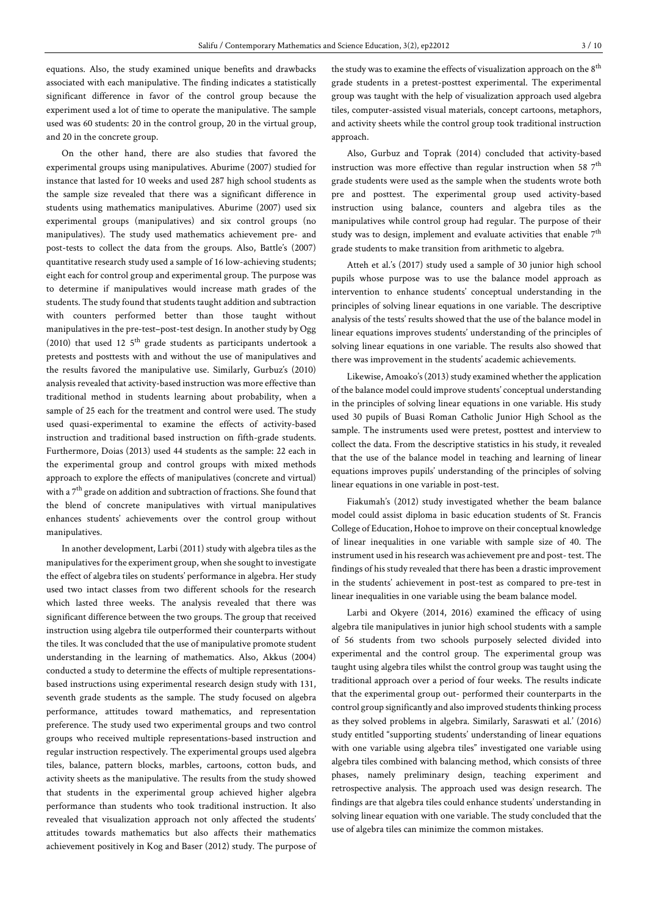equations. Also, the study examined unique benefits and drawbacks associated with each manipulative. The finding indicates a statistically significant difference in favor of the control group because the experiment used a lot of time to operate the manipulative. The sample used was 60 students: 20 in the control group, 20 in the virtual group, and 20 in the concrete group.

On the other hand, there are also studies that favored the experimental groups using manipulatives. Aburime (2007) studied for instance that lasted for 10 weeks and used 287 high school students as the sample size revealed that there was a significant difference in students using mathematics manipulatives. Aburime (2007) used six experimental groups (manipulatives) and six control groups (no manipulatives). The study used mathematics achievement pre- and post-tests to collect the data from the groups. Also, Battle's (2007) quantitative research study used a sample of 16 low-achieving students; eight each for control group and experimental group. The purpose was to determine if manipulatives would increase math grades of the students. The study found that students taught addition and subtraction with counters performed better than those taught without manipulatives in the pre-test–post-test design. In another study by Ogg (2010) that used 12 5th grade students as participants undertook a pretests and posttests with and without the use of manipulatives and the results favored the manipulative use. Similarly, Gurbuz's (2010) analysis revealed that activity-based instruction was more effective than traditional method in students learning about probability, when a sample of 25 each for the treatment and control were used. The study used quasi-experimental to examine the effects of activity-based instruction and traditional based instruction on fifth-grade students. Furthermore, Doias (2013) used 44 students as the sample: 22 each in the experimental group and control groups with mixed methods approach to explore the effects of manipulatives (concrete and virtual) with a 7th grade on addition and subtraction of fractions. She found that the blend of concrete manipulatives with virtual manipulatives enhances students' achievements over the control group without manipulatives.

In another development, Larbi (2011) study with algebra tiles as the manipulatives for the experiment group, when she sought to investigate the effect of algebra tiles on students' performance in algebra. Her study used two intact classes from two different schools for the research which lasted three weeks. The analysis revealed that there was significant difference between the two groups. The group that received instruction using algebra tile outperformed their counterparts without the tiles. It was concluded that the use of manipulative promote student understanding in the learning of mathematics. Also, Akkus (2004) conducted a study to determine the effects of multiple representations-based instructions using experimental research design study with 131, seventh grade students as the sample. The study focused on algebra performance, attitudes toward mathematics, and representation preference. The study used two experimental groups and two control groups who received multiple representations-based instruction and regular instruction respectively. The experimental groups used algebra tiles, balance, pattern blocks, marbles, cartoons, cotton buds, and activity sheets as the manipulative. The results from the study showed that students in the experimental group achieved higher algebra performance than students who took traditional instruction. It also revealed that visualization approach not only affected the students' attitudes towards mathematics but also affects their mathematics achievement positively in Kog and Baser (2012) study. The purpose of the study was to examine the effects of visualization approach on the 8th grade students in a pretest-posttest experimental. The experimental group was taught with the help of visualization approach used algebra tiles, computer-assisted visual materials, concept cartoons, metaphors, and activity sheets while the control group took traditional instruction approach.

Also, Gurbuz and Toprak (2014) concluded that activity-based instruction was more effective than regular instruction when 58 7th grade students were used as the sample when the students wrote both pre and posttest. The experimental group used activity-based instruction using balance, counters and algebra tiles as the manipulatives while control group had regular. The purpose of their study was to design, implement and evaluate activities that enable 7th grade students to make transition from arithmetic to algebra.

Atteh et al.'s (2017) study used a sample of 30 junior high school pupils whose purpose was to use the balance model approach as intervention to enhance students' conceptual understanding in the principles of solving linear equations in one variable. The descriptive analysis of the tests' results showed that the use of the balance model in linear equations improves students' understanding of the principles of solving linear equations in one variable. The results also showed that there was improvement in the students' academic achievements.

Likewise, Amoako's (2013) study examined whether the application of the balance model could improve students' conceptual understanding in the principles of solving linear equations in one variable. His study used 30 pupils of Buasi Roman Catholic Junior High School as the sample. The instruments used were pretest, posttest and interview to collect the data. From the descriptive statistics in his study, it revealed that the use of the balance model in teaching and learning of linear equations improves pupils' understanding of the principles of solving linear equations in one variable in post-test.

Fiakumah's (2012) study investigated whether the beam balance model could assist diploma in basic education students of St. Francis College of Education, Hohoe to improve on their conceptual knowledge of linear inequalities in one variable with sample size of 40. The instrument used in his research was achievement pre and post- test. The findings of his study revealed that there has been a drastic improvement in the students' achievement in post-test as compared to pre-test in linear inequalities in one variable using the beam balance model.

Larbi and Okyere (2014, 2016) examined the efficacy of using algebra tile manipulatives in junior high school students with a sample of 56 students from two schools purposely selected divided into experimental and the control group. The experimental group was taught using algebra tiles whilst the control group was taught using the traditional approach over a period of four weeks. The results indicate that the experimental group out- performed their counterparts in the control group significantly and also improved students thinking process as they solved problems in algebra. Similarly, Saraswati et al.' (2016) study entitled "supporting students' understanding of linear equations with one variable using algebra tiles" investigated one variable using algebra tiles combined with balancing method, which consists of three phases, namely preliminary design, teaching experiment and retrospective analysis. The approach used was design research. The findings are that algebra tiles could enhance students' understanding in solving linear equation with one variable. The study concluded that the use of algebra tiles can minimize the common mistakes.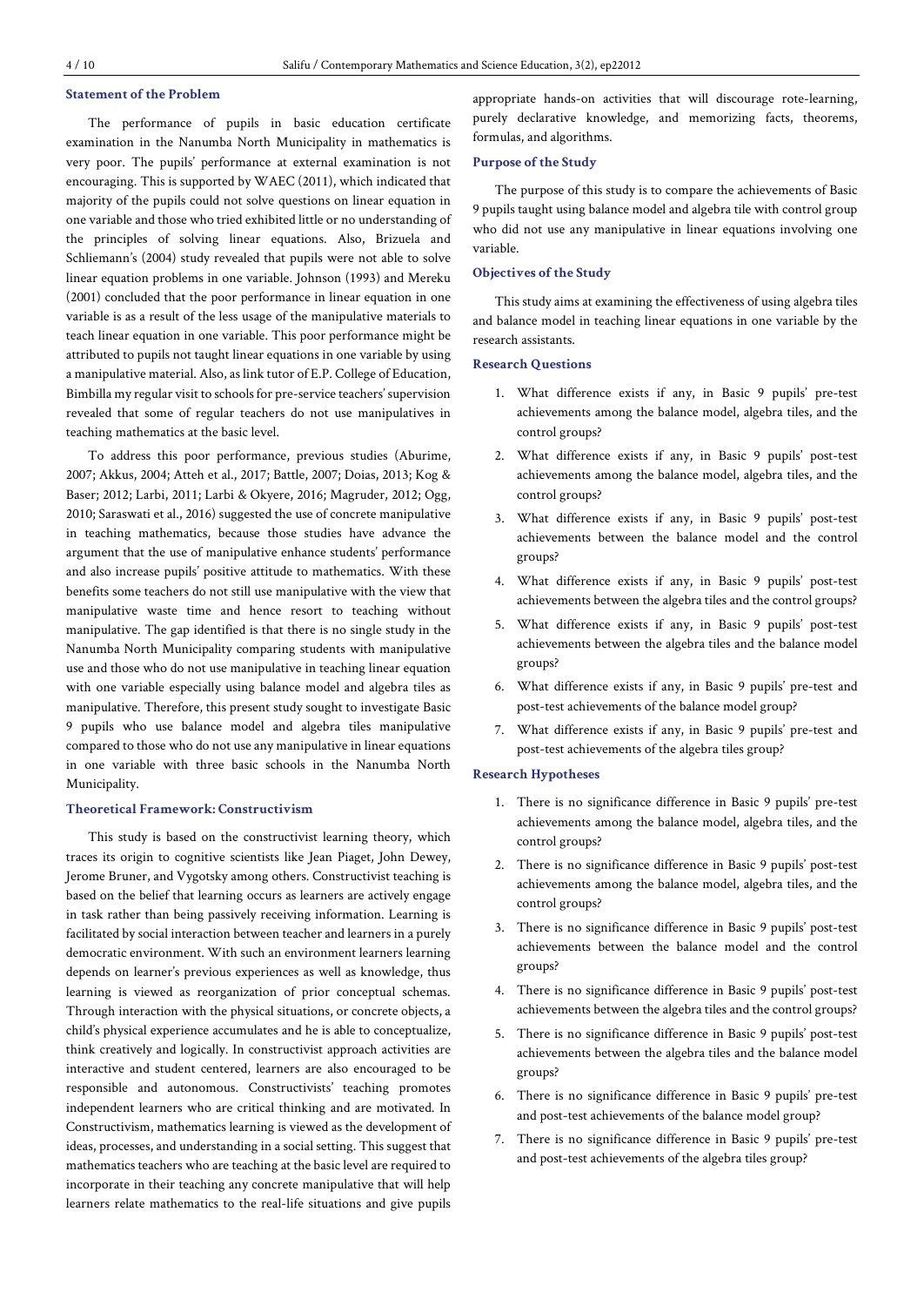### Statement of the Problem

The performance of pupils in basic education certificate examination in the Nanumba North Municipality in mathematics is very poor. The pupils' performance at external examination is not encouraging. This is supported by WAEC (2011), which indicated that majority of the pupils could not solve questions on linear equation in one variable and those who tried exhibited little or no understanding of the principles of solving linear equations. Also, Brizuela and Schliemann's (2004) study revealed that pupils were not able to solve linear equation problems in one variable. Johnson (1993) and Mereku (2001) concluded that the poor performance in linear equation in one variable is as a result of the less usage of the manipulative materials to teach linear equation in one variable. This poor performance might be attributed to pupils not taught linear equations in one variable by using a manipulative material. Also, as link tutor of E.P. College of Education, Bimbilla my regular visit to schools for pre-service teachers' supervision revealed that some of regular teachers do not use manipulatives in teaching mathematics at the basic level.

To address this poor performance, previous studies (Aburime, 2007; Akkus, 2004; Atteh et al., 2017; Battle, 2007; Doias, 2013; Kog & Baser; 2012; Larbi, 2011; Larbi & Okyere, 2016; Magruder, 2012; Ogg, 2010; Saraswati et al., 2016) suggested the use of concrete manipulative in teaching mathematics, because those studies have advance the argument that the use of manipulative enhance students' performance and also increase pupils' positive attitude to mathematics. With these benefits some teachers do not still use manipulative with the view that manipulative waste time and hence resort to teaching without manipulative. The gap identified is that there is no single study in the Nanumba North Municipality comparing students with manipulative use and those who do not use manipulative in teaching linear equation with one variable especially using balance model and algebra tiles as manipulative. Therefore, this present study sought to investigate Basic 9 pupils who use balance model and algebra tiles manipulative compared to those who do not use any manipulative in linear equations in one variable with three basic schools in the Nanumba North Municipality.

### Theoretical Framework: Constructivism

This study is based on the constructivist learning theory, which traces its origin to cognitive scientists like Jean Piaget, John Dewey, Jerome Bruner, and Vygotsky among others. Constructivist teaching is based on the belief that learning occurs as learners are actively engage in task rather than being passively receiving information. Learning is facilitated by social interaction between teacher and learners in a purely democratic environment. With such an environment learners learning depends on learner's previous experiences as well as knowledge, thus learning is viewed as reorganization of prior conceptual schemas. Through interaction with the physical situations, or concrete objects, a child's physical experience accumulates and he is able to conceptualize, think creatively and logically. In constructivist approach activities are interactive and student centered, learners are also encouraged to be responsible and autonomous. Constructivists' teaching promotes independent learners who are critical thinking and are motivated. In Constructivism, mathematics learning is viewed as the development of ideas, processes, and understanding in a social setting. This suggest that mathematics teachers who are teaching at the basic level are required to incorporate in their teaching any concrete manipulative that will help learners relate mathematics to the real-life situations and give pupils appropriate hands-on activities that will discourage rote-learning, purely declarative knowledge, and memorizing facts, theorems, formulas, and algorithms.

### Purpose of the Study

The purpose of this study is to compare the achievements of Basic 9 pupils taught using balance model and algebra tile with control group who did not use any manipulative in linear equations involving one variable.

### Objectives of the Study

This study aims at examining the effectiveness of using algebra tiles and balance model in teaching linear equations in one variable by the research assistants.

### Research Questions

1. What difference exists if any, in Basic 9 pupils' pre-test achievements among the balance model, algebra tiles, and the control groups?
2. What difference exists if any, in Basic 9 pupils' post-test achievements among the balance model, algebra tiles, and the control groups?
3. What difference exists if any, in Basic 9 pupils' post-test achievements between the balance model and the control groups?
4. What difference exists if any, in Basic 9 pupils' post-test achievements between the algebra tiles and the control groups?
5. What difference exists if any, in Basic 9 pupils' post-test achievements between the algebra tiles and the balance model groups?
6. What difference exists if any, in Basic 9 pupils' pre-test and post-test achievements of the balance model group?
7. What difference exists if any, in Basic 9 pupils' pre-test and post-test achievements of the algebra tiles group?

### Research Hypotheses

1. There is no significance difference in Basic 9 pupils' pre-test achievements among the balance model, algebra tiles, and the control groups?
2. There is no significance difference in Basic 9 pupils' post-test achievements among the balance model, algebra tiles, and the control groups?
3. There is no significance difference in Basic 9 pupils' post-test achievements between the balance model and the control groups?
4. There is no significance difference in Basic 9 pupils' post-test achievements between the algebra tiles and the control groups?
5. There is no significance difference in Basic 9 pupils' post-test achievements between the algebra tiles and the balance model groups?
6. There is no significance difference in Basic 9 pupils' pre-test and post-test achievements of the balance model group?
7. There is no significance difference in Basic 9 pupils' pre-test and post-test achievements of the algebra tiles group?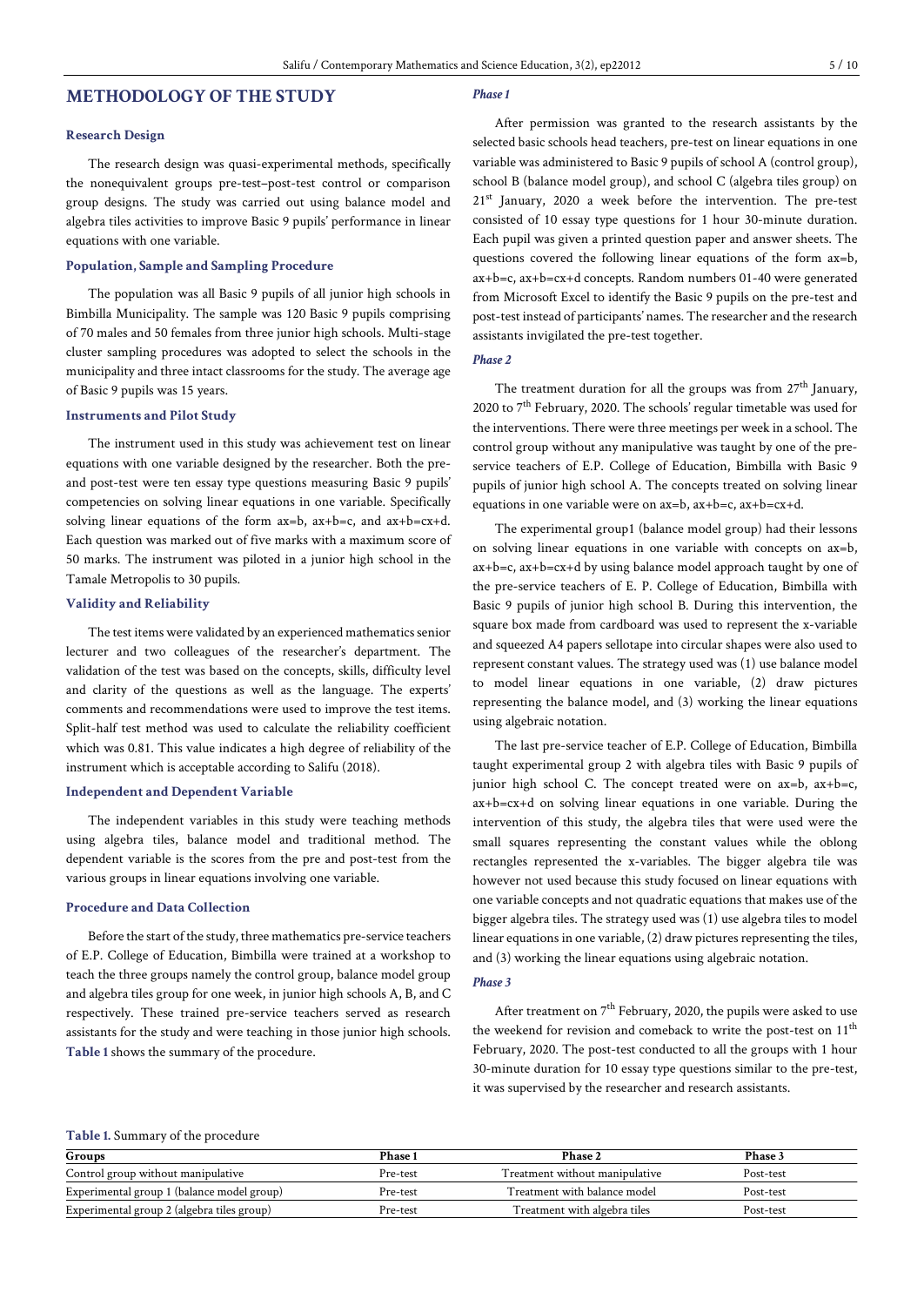## METHODOLOGY OF THE STUDY

### Research Design

The research design was quasi-experimental methods, specifically the nonequivalent groups pre-test–post-test control or comparison group designs. The study was carried out using balance model and algebra tiles activities to improve Basic 9 pupils' performance in linear equations with one variable.

### Population, Sample and Sampling Procedure

The population was all Basic 9 pupils of all junior high schools in Bimbilla Municipality. The sample was 120 Basic 9 pupils comprising of 70 males and 50 females from three junior high schools. Multi-stage cluster sampling procedures was adopted to select the schools in the municipality and three intact classrooms for the study. The average age of Basic 9 pupils was 15 years.

### Instruments and Pilot Study

The instrument used in this study was achievement test on linear equations with one variable designed by the researcher. Both the pre- and post-test were ten essay type questions measuring Basic 9 pupils' competencies on solving linear equations in one variable. Specifically solving linear equations of the form $ax=b$, $ax+b=c$, and $ax+b=cx+d$. Each question was marked out of five marks with a maximum score of 50 marks. The instrument was piloted in a junior high school in the Tamale Metropolis to 30 pupils.

### Validity and Reliability

The test items were validated by an experienced mathematics senior lecturer and two colleagues of the researcher's department. The validation of the test was based on the concepts, skills, difficulty level and clarity of the questions as well as the language. The experts' comments and recommendations were used to improve the test items. Split-half test method was used to calculate the reliability coefficient which was 0.81. This value indicates a high degree of reliability of the instrument which is acceptable according to Salifu (2018).

### Independent and Dependent Variable

The independent variables in this study were teaching methods using algebra tiles, balance model and traditional method. The dependent variable is the scores from the pre and post-test from the various groups in linear equations involving one variable.

### Procedure and Data Collection

Before the start of the study, three mathematics pre-service teachers of E.P. College of Education, Bimbilla were trained at a workshop to teach the three groups namely the control group, balance model group and algebra tiles group for one week, in junior high schools A, B, and C respectively. These trained pre-service teachers served as research assistants for the study and were teaching in those junior high schools. **Table 1** shows the summary of the procedure.

#### *Phase 1*

After permission was granted to the research assistants by the selected basic schools head teachers, pre-test on linear equations in one variable was administered to Basic 9 pupils of school A (control group), school B (balance model group), and school C (algebra tiles group) on 21st January, 2020 a week before the intervention. The pre-test consisted of 10 essay type questions for 1 hour 30-minute duration. Each pupil was given a printed question paper and answer sheets. The questions covered the following linear equations of the form $ax=b$, $ax+b=c$, $ax+b=cx+d$ concepts. Random numbers 01-40 were generated from Microsoft Excel to identify the Basic 9 pupils on the pre-test and post-test instead of participants' names. The researcher and the research assistants invigilated the pre-test together.

#### *Phase 2*

The treatment duration for all the groups was from 27th January, 2020 to 7th February, 2020. The schools' regular timetable was used for the interventions. There were three meetings per week in a school. The control group without any manipulative was taught by one of the pre-service teachers of E.P. College of Education, Bimbilla with Basic 9 pupils of junior high school A. The concepts treated on solving linear equations in one variable were on $ax=b$, $ax+b=c$, $ax+b=cx+d$.

The experimental group1 (balance model group) had their lessons on solving linear equations in one variable with concepts on $ax=b$, $ax+b=c$, $ax+b=cx+d$ by using balance model approach taught by one of the pre-service teachers of E. P. College of Education, Bimbilla with Basic 9 pupils of junior high school B. During this intervention, the square box made from cardboard was used to represent the x-variable and squeezed A4 papers sellotape into circular shapes were also used to represent constant values. The strategy used was (1) use balance model to model linear equations in one variable, (2) draw pictures representing the balance model, and (3) working the linear equations using algebraic notation.

The last pre-service teacher of E.P. College of Education, Bimbilla taught experimental group 2 with algebra tiles with Basic 9 pupils of junior high school C. The concept treated were on $ax=b$, $ax+b=c$, $ax+b=cx+d$ on solving linear equations in one variable. During the intervention of this study, the algebra tiles that were used were the small squares representing the constant values while the oblong rectangles represented the x-variables. The bigger algebra tile was however not used because this study focused on linear equations with one variable concepts and not quadratic equations that makes use of the bigger algebra tiles. The strategy used was (1) use algebra tiles to model linear equations in one variable, (2) draw pictures representing the tiles, and (3) working the linear equations using algebraic notation.

#### *Phase 3*

After treatment on 7th February, 2020, the pupils were asked to use the weekend for revision and comeback to write the post-test on 11th February, 2020. The post-test conducted to all the groups with 1 hour 30-minute duration for 10 essay type questions similar to the pre-test, it was supervised by the researcher and research assistants.

**Table 1.** Summary of the procedure

| Groups | Phase 1 | Phase 2 | Phase 3 |
| --- | --- | --- | --- |
| Control group without manipulative | Pre-test | Treatment without manipulative | Post-test |
| Experimental group 1 (balance model group) | Pre-test | Treatment with balance model | Post-test |
| Experimental group 2 (algebra tiles group) | Pre-test | Treatment with algebra tiles | Post-test |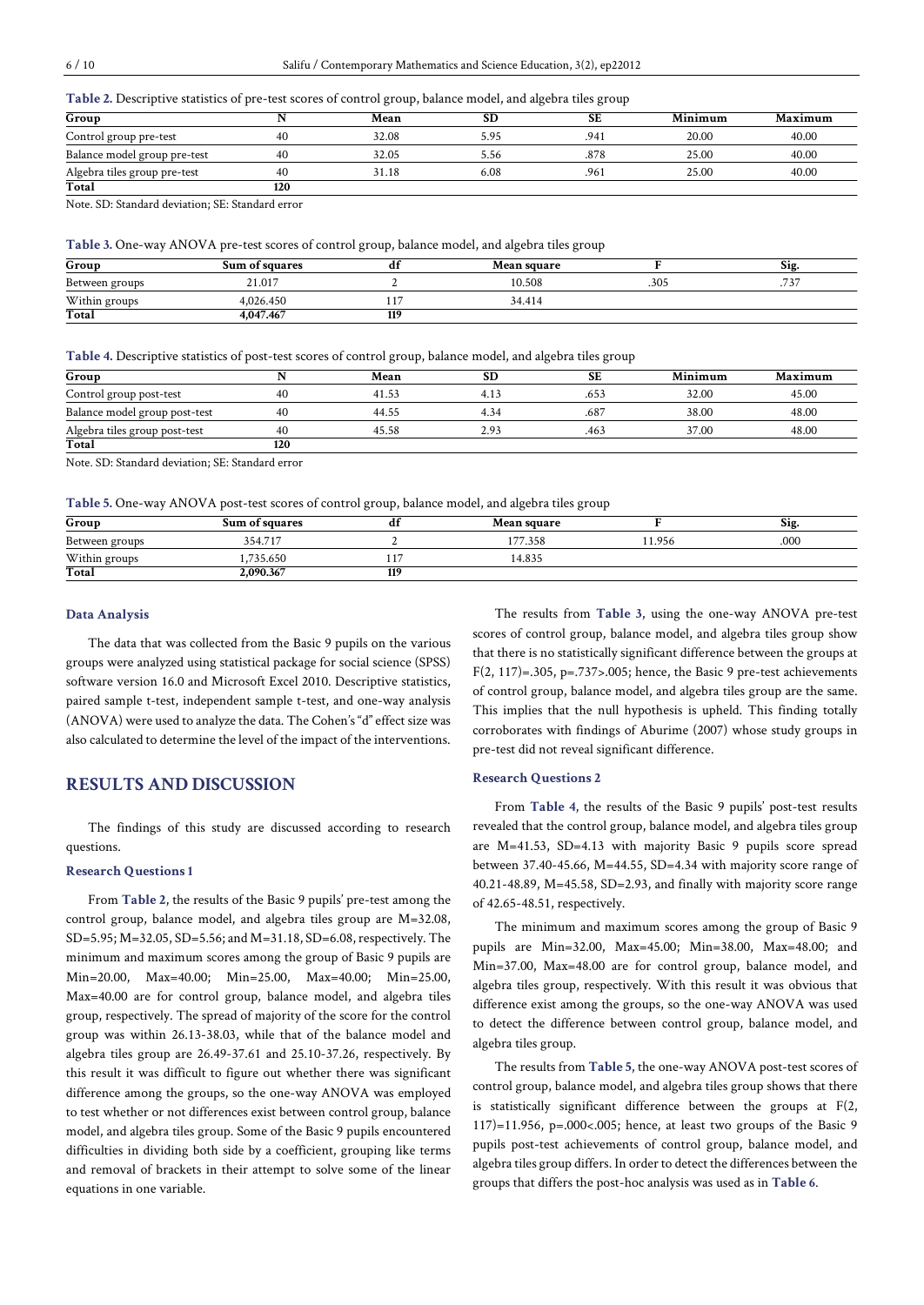**Table 2.** Descriptive statistics of pre-test scores of control group, balance model, and algebra tiles group

| Group | N | Mean | SD | SE | Minimum | Maximum |
|---|---|---|---|---|---|---|
| Control group pre-test | 40 | 32.08 | 5.95 | .941 | 20.00 | 40.00 |
| Balance model group pre-test | 40 | 32.05 | 5.56 | .878 | 25.00 | 40.00 |
| Algebra tiles group pre-test | 40 | 31.18 | 6.08 | .961 | 25.00 | 40.00 |
| **Total** | **120** | | | | | |

Note. SD: Standard deviation; SE: Standard error

**Table 3.** One-way ANOVA pre-test scores of control group, balance model, and algebra tiles group

| Group | Sum of squares | df | Mean square | F | Sig. |
|---|---|---|---|---|---|
| Between groups | 21.017 | 2 | 10.508 | .305 | .737 |
| Within groups | 4,026.450 | 117 | 34.414 | | |
| **Total** | **4,047.467** | **119** | | | |

**Table 4.** Descriptive statistics of post-test scores of control group, balance model, and algebra tiles group

| Group | N | Mean | SD | SE | Minimum | Maximum |
|---|---|---|---|---|---|---|
| Control group post-test | 40 | 41.53 | 4.13 | .653 | 32.00 | 45.00 |
| Balance model group post-test | 40 | 44.55 | 4.34 | .687 | 38.00 | 48.00 |
| Algebra tiles group post-test | 40 | 45.58 | 2.93 | .463 | 37.00 | 48.00 |
| **Total** | **120** | | | | | |

Note. SD: Standard deviation; SE: Standard error

**Table 5.** One-way ANOVA post-test scores of control group, balance model, and algebra tiles group

| Group | Sum of squares | df | Mean square | F | Sig. |
|---|---|---|---|---|---|
| Between groups | 354.717 | 2 | 177.358 | 11.956 | .000 |
| Within groups | 1,735.650 | 117 | 14.835 | | |
| **Total** | **2,090.367** | **119** | | | |

### Data Analysis

The data that was collected from the Basic 9 pupils on the various groups were analyzed using statistical package for social science (SPSS) software version 16.0 and Microsoft Excel 2010. Descriptive statistics, paired sample t-test, independent sample t-test, and one-way analysis (ANOVA) were used to analyze the data. The Cohen's "d" effect size was also calculated to determine the level of the impact of the interventions.

## RESULTS AND DISCUSSION

The findings of this study are discussed according to research questions.

### Research Questions 1

From **Table 2**, the results of the Basic 9 pupils' pre-test among the control group, balance model, and algebra tiles group are M=32.08, SD=5.95; M=32.05, SD=5.56; and M=31.18, SD=6.08, respectively. The minimum and maximum scores among the group of Basic 9 pupils are Min=20.00, Max=40.00; Min=25.00, Max=40.00; Min=25.00, Max=40.00 are for control group, balance model, and algebra tiles group, respectively. The spread of majority of the score for the control group was within 26.13-38.03, while that of the balance model and algebra tiles group are 26.49-37.61 and 25.10-37.26, respectively. By this result it was difficult to figure out whether there was significant difference among the groups, so the one-way ANOVA was employed to test whether or not differences exist between control group, balance model, and algebra tiles group. Some of the Basic 9 pupils encountered difficulties in dividing both side by a coefficient, grouping like terms and removal of brackets in their attempt to solve some of the linear equations in one variable.

The results from **Table 3**, using the one-way ANOVA pre-test scores of control group, balance model, and algebra tiles group show that there is no statistically significant difference between the groups at $F(2, 117)=.305$, $p=.737>.005$; hence, the Basic 9 pre-test achievements of control group, balance model, and algebra tiles group are the same. This implies that the null hypothesis is upheld. This finding totally corroborates with findings of Aburime (2007) whose study groups in pre-test did not reveal significant difference.

### Research Questions 2

From **Table 4**, the results of the Basic 9 pupils' post-test results revealed that the control group, balance model, and algebra tiles group are M=41.53, SD=4.13 with majority Basic 9 pupils score spread between 37.40-45.66, M=44.55, SD=4.34 with majority score range of 40.21-48.89, M=45.58, SD=2.93, and finally with majority score range of 42.65-48.51, respectively.

The minimum and maximum scores among the group of Basic 9 pupils are Min=32.00, Max=45.00; Min=38.00, Max=48.00; and Min=37.00, Max=48.00 are for control group, balance model, and algebra tiles group, respectively. With this result it was obvious that difference exist among the groups, so the one-way ANOVA was used to detect the difference between control group, balance model, and algebra tiles group.

The results from **Table 5**, the one-way ANOVA post-test scores of control group, balance model, and algebra tiles group shows that there is statistically significant difference between the groups at $F(2, 117)=11.956$, $p=.000<.005$; hence, at least two groups of the Basic 9 pupils post-test achievements of control group, balance model, and algebra tiles group differs. In order to detect the differences between the groups that differs the post-hoc analysis was used as in **Table 6**.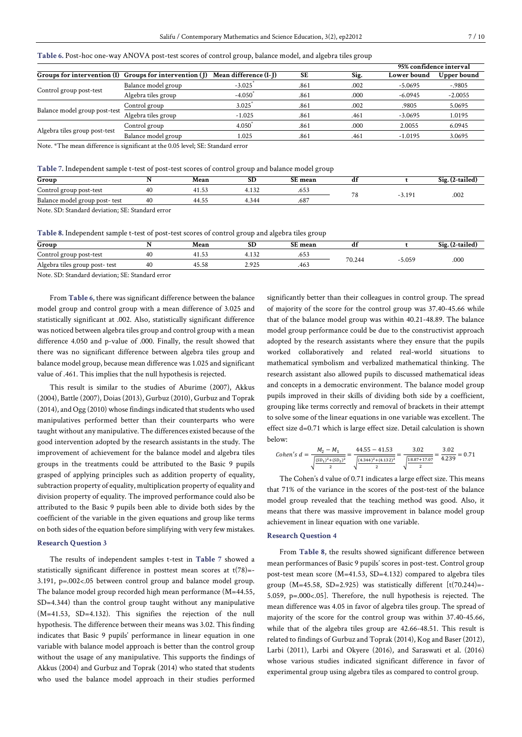**Table 6.** Post-hoc one-way ANOVA post-test scores of control group, balance model, and algebra tiles group

| Groups for intervention (I) | Groups for intervention (J) | Mean difference (I-J) | SE | Sig. | 95% confidence interval | |
|---|---|---|---|---|---|---|
| | | | | | Lower bound | Upper bound |
| Control group post-test | Balance model group | -3.025* | .861 | .002 | -5.0695 | -.9805 |
| | Algebra tiles group | -4.050* | .861 | .000 | -6.0945 | -2.0055 |
| Balance model group post-test | Control group | 3.025* | .861 | .002 | .9805 | 5.0695 |
| | Algebra tiles group | -1.025 | .861 | .461 | -3.0695 | 1.0195 |
| Algebra tiles group post-test | Control group | 4.050* | .861 | .000 | 2.0055 | 6.0945 |
| | Balance model group | 1.025 | .861 | .461 | -1.0195 | 3.0695 |

Note. *The mean difference is significant at the 0.05 level; SE: Standard error

**Table 7.** Independent sample t-test of post-test scores of control group and balance model group

| Group | N | Mean | SD | SE mean | df | t | Sig. (2-tailed) |
|---|---|---|---|---|---|---|---|
| Control group post-test | 40 | 41.53 | 4.132 | .653 | 78 | -3.191 | .002 |
| Balance model group post- test | 40 | 44.55 | 4.344 | .687 | | | |

Note. SD: Standard deviation; SE: Standard error

**Table 8.** Independent sample t-test of post-test scores of control group and algebra tiles group

| Group | N | Mean | SD | SE mean | df | t | Sig. (2-tailed) |
|---|---|---|---|---|---|---|---|
| Control group post-test | 40 | 41.53 | 4.132 | .653 | 70.244 | -5.059 | .000 |
| Algebra tiles group post- test | 40 | 45.58 | 2.925 | .463 | | | |

Note. SD: Standard deviation; SE: Standard error

From **Table 6**, there was significant difference between the balance model group and control group with a mean difference of 3.025 and statistically significant at .002. Also, statistically significant difference was noticed between algebra tiles group and control group with a mean difference 4.050 and p-value of .000. Finally, the result showed that there was no significant difference between algebra tiles group and balance model group, because mean difference was 1.025 and significant value of .461. This implies that the null hypothesis is rejected.

This result is similar to the studies of Aburime (2007), Akkus (2004), Battle (2007), Doias (2013), Gurbuz (2010), Gurbuz and Toprak (2014), and Ogg (2010) whose findings indicated that students who used manipulatives performed better than their counterparts who were taught without any manipulative. The differences existed because of the good intervention adopted by the research assistants in the study. The improvement of achievement for the balance model and algebra tiles groups in the treatments could be attributed to the Basic 9 pupils grasped of applying principles such as addition property of equality, subtraction property of equality, multiplication property of equality and division property of equality. The improved performance could also be attributed to the Basic 9 pupils been able to divide both sides by the coefficient of the variable in the given equations and group like terms on both sides of the equation before simplifying with very few mistakes.

### Research Question 3

The results of independent samples t-test in **Table 7** showed a statistically significant difference in posttest mean scores at $t(78)=-3.191$, $p=.002<.05$ between control group and balance model group. The balance model group recorded high mean performance ($M=44.55$, $SD=4.344$) than the control group taught without any manipulative ($M=41.53$, $SD=4.132$). This signifies the rejection of the null hypothesis. The difference between their means was 3.02. This finding indicates that Basic 9 pupils' performance in linear equation in one variable with balance model approach is better than the control group without the usage of any manipulative. This supports the findings of Akkus (2004) and Gurbuz and Toprak (2014) who stated that students who used the balance model approach in their studies performed significantly better than their colleagues in control group. The spread of majority of the score for the control group was 37.40-45.66 while that of the balance model group was within 40.21-48.89. The balance model group performance could be due to the constructivist approach adopted by the research assistants where they ensure that the pupils worked collaboratively and related real-world situations to mathematical symbolism and verbalized mathematical thinking. The research assistant also allowed pupils to discussed mathematical ideas and concepts in a democratic environment. The balance model group pupils improved in their skills of dividing both side by a coefficient, grouping like terms correctly and removal of brackets in their attempt to solve some of the linear equations in one variable was excellent. The effect size d=0.71 which is large effect size. Detail calculation is shown below:

$$Cohen's\ d = \frac{M_2 - M_1}{\sqrt{\frac{(SD_1)^2+(SD_2)^2}{2}}} = \frac{44.55-41.53}{\sqrt{\frac{(4.344)^2+(4.132)^2}{2}}} = \frac{3.02}{\sqrt{\frac{18.87+17.07}{2}}} = \frac{3.02}{4.239} = 0.71$$

The Cohen's d value of 0.71 indicates a large effect size. This means that 71% of the variance in the scores of the post-test of the balance model group revealed that the teaching method was good. Also, it means that there was massive improvement in balance model group achievement in linear equation with one variable.

### Research Question 4

From **Table 8**, the results showed significant difference between mean performances of Basic 9 pupils' scores in post-test. Control group post-test mean score ($M=41.53$, $SD=4.132$) compared to algebra tiles group ($M=45.58$, $SD=2.925$) was statistically different [$t(70.244)=-5.059$, $p=.000<.05$]. Therefore, the null hypothesis is rejected. The mean difference was 4.05 in favor of algebra tiles group. The spread of majority of the score for the control group was within 37.40-45.66, while that of the algebra tiles group are 42.66-48.51. This result is related to findings of Gurbuz and Toprak (2014), Kog and Baser (2012), Larbi (2011), Larbi and Okyere (2016), and Saraswati et al. (2016) whose various studies indicated significant difference in favor of experimental group using algebra tiles as compared to control group.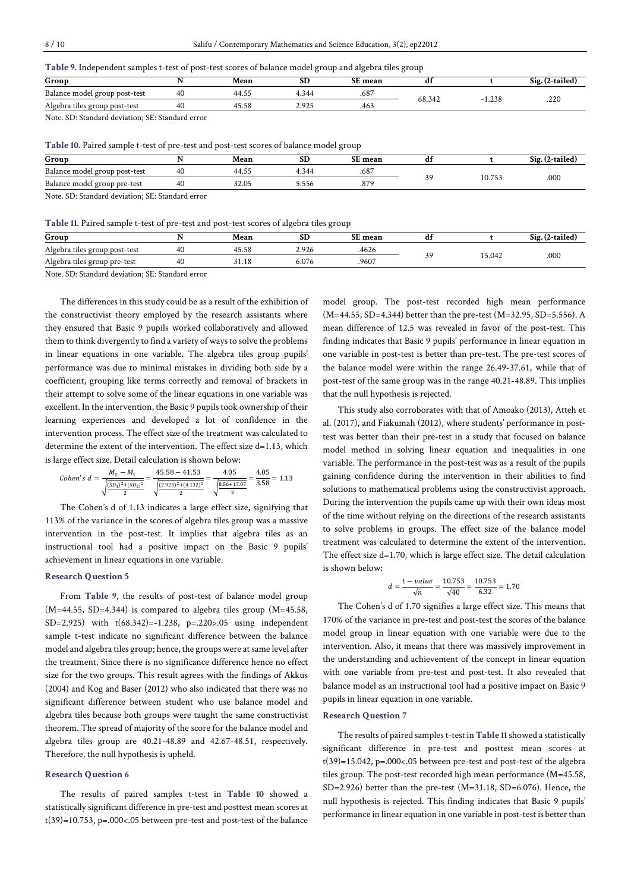**Table 9.** Independent samples t-test of post-test scores of balance model group and algebra tiles group

| Group | N | Mean | SD | SE mean | df | t | Sig. (2-tailed) |
|---|---|---|---|---|---|---|---|
| Balance model group post-test | 40 | 44.55 | 4.344 | .687 | 68.342 | -1.238 | .220 |
| Algebra tiles group post-test | 40 | 45.58 | 2.925 | .463 | | | |

Note. SD: Standard deviation; SE: Standard error

**Table 10.** Paired sample t-test of pre-test and post-test scores of balance model group

| Group | N | Mean | SD | SE mean | df | t | Sig. (2-tailed) |
|---|---|---|---|---|---|---|---|
| Balance model group post-test | 40 | 44.55 | 4.344 | .687 | 39 | 10.753 | .000 |
| Balance model group pre-test | 40 | 32.05 | 5.556 | .879 | | | |

Note. SD: Standard deviation; SE: Standard error

**Table 11.** Paired sample t-test of pre-test and post-test scores of algebra tiles group

| Group | N | Mean | SD | SE mean | df | t | Sig. (2-tailed) |
|---|---|---|---|---|---|---|---|
| Algebra tiles group post-test | 40 | 45.58 | 2.926 | .4626 | 39 | 15.042 | .000 |
| Algebra tiles group pre-test | 40 | 31.18 | 6.076 | .9607 | | | |

Note. SD: Standard deviation; SE: Standard error

The differences in this study could be as a result of the exhibition of the constructivist theory employed by the research assistants where they ensured that Basic 9 pupils worked collaboratively and allowed them to think divergently to find a variety of ways to solve the problems in linear equations in one variable. The algebra tiles group pupils' performance was due to minimal mistakes in dividing both side by a coefficient, grouping like terms correctly and removal of brackets in their attempt to solve some of the linear equations in one variable was excellent. In the intervention, the Basic 9 pupils took ownership of their learning experiences and developed a lot of confidence in the intervention process. The effect size of the treatment was calculated to determine the extent of the intervention. The effect size d=1.13, which is large effect size. Detail calculation is shown below:

$$Cohen's\ d = \frac{M_2 - M_1}{\sqrt{\frac{(SD_1)^2+(SD_2)^2}{2}}} = \frac{45.58 - 41.53}{\sqrt{\frac{(2.925)^2+(4.132)^2}{2}}} = \frac{4.05}{\sqrt{\frac{8.56+17.07}{2}}} = \frac{4.05}{3.58} = 1.13$$

The Cohen's d of 1.13 indicates a large effect size, signifying that 113% of the variance in the scores of algebra tiles group was a massive intervention in the post-test. It implies that algebra tiles as an instructional tool had a positive impact on the Basic 9 pupils' achievement in linear equations in one variable.

### Research Question 5

From **Table 9**, the results of post-test of balance model group (M=44.55, SD=4.344) is compared to algebra tiles group (M=45.58, SD=2.925) with $t(68.342)=-1.238$, $p=.220>.05$ using independent sample t-test indicate no significant difference between the balance model and algebra tiles group; hence, the groups were at same level after the treatment. Since there is no significance difference hence no effect size for the two groups. This result agrees with the findings of Akkus (2004) and Kog and Baser (2012) who also indicated that there was no significant difference between student who use balance model and algebra tiles because both groups were taught the same constructivist theorem. The spread of majority of the score for the balance model and algebra tiles group are 40.21-48.89 and 42.67-48.51, respectively. Therefore, the null hypothesis is upheld.

### Research Question 6

The results of paired samples t-test in **Table 10** showed a statistically significant difference in pre-test and posttest mean scores at $t(39)=10.753$, $p=.000<.05$ between pre-test and post-test of the balance model group. The post-test recorded high mean performance (M=44.55, SD=4.344) better than the pre-test (M=32.95, SD=5.556). A mean difference of 12.5 was revealed in favor of the post-test. This finding indicates that Basic 9 pupils' performance in linear equation in one variable in post-test is better than pre-test. The pre-test scores of the balance model were within the range 26.49-37.61, while that of post-test of the same group was in the range 40.21-48.89. This implies that the null hypothesis is rejected.

This study also corroborates with that of Amoako (2013), Atteh et al. (2017), and Fiakumah (2012), where students' performance in post-test was better than their pre-test in a study that focused on balance model method in solving linear equation and inequalities in one variable. The performance in the post-test was as a result of the pupils gaining confidence during the intervention in their abilities to find solutions to mathematical problems using the constructivist approach. During the intervention the pupils came up with their own ideas most of the time without relying on the directions of the research assistants to solve problems in groups. The effect size of the balance model treatment was calculated to determine the extent of the intervention. The effect size d=1.70, which is large effect size. The detail calculation is shown below:

$$d = \frac{t - value}{\sqrt{n}} = \frac{10.753}{\sqrt{40}} = \frac{10.753}{6.32} = 1.70$$

The Cohen's d of 1.70 signifies a large effect size. This means that 170% of the variance in pre-test and post-test the scores of the balance model group in linear equation with one variable were due to the intervention. Also, it means that there was massively improvement in the understanding and achievement of the concept in linear equation with one variable from pre-test and post-test. It also revealed that balance model as an instructional tool had a positive impact on Basic 9 pupils in linear equation in one variable.

### Research Question 7

The results of paired samples t-test in **Table 11** showed a statistically significant difference in pre-test and posttest mean scores at $t(39)=15.042$, $p=.000<.05$ between pre-test and post-test of the algebra tiles group. The post-test recorded high mean performance (M=45.58, SD=2.926) better than the pre-test (M=31.18, SD=6.076). Hence, the null hypothesis is rejected. This finding indicates that Basic 9 pupils' performance in linear equation in one variable in post-test is better than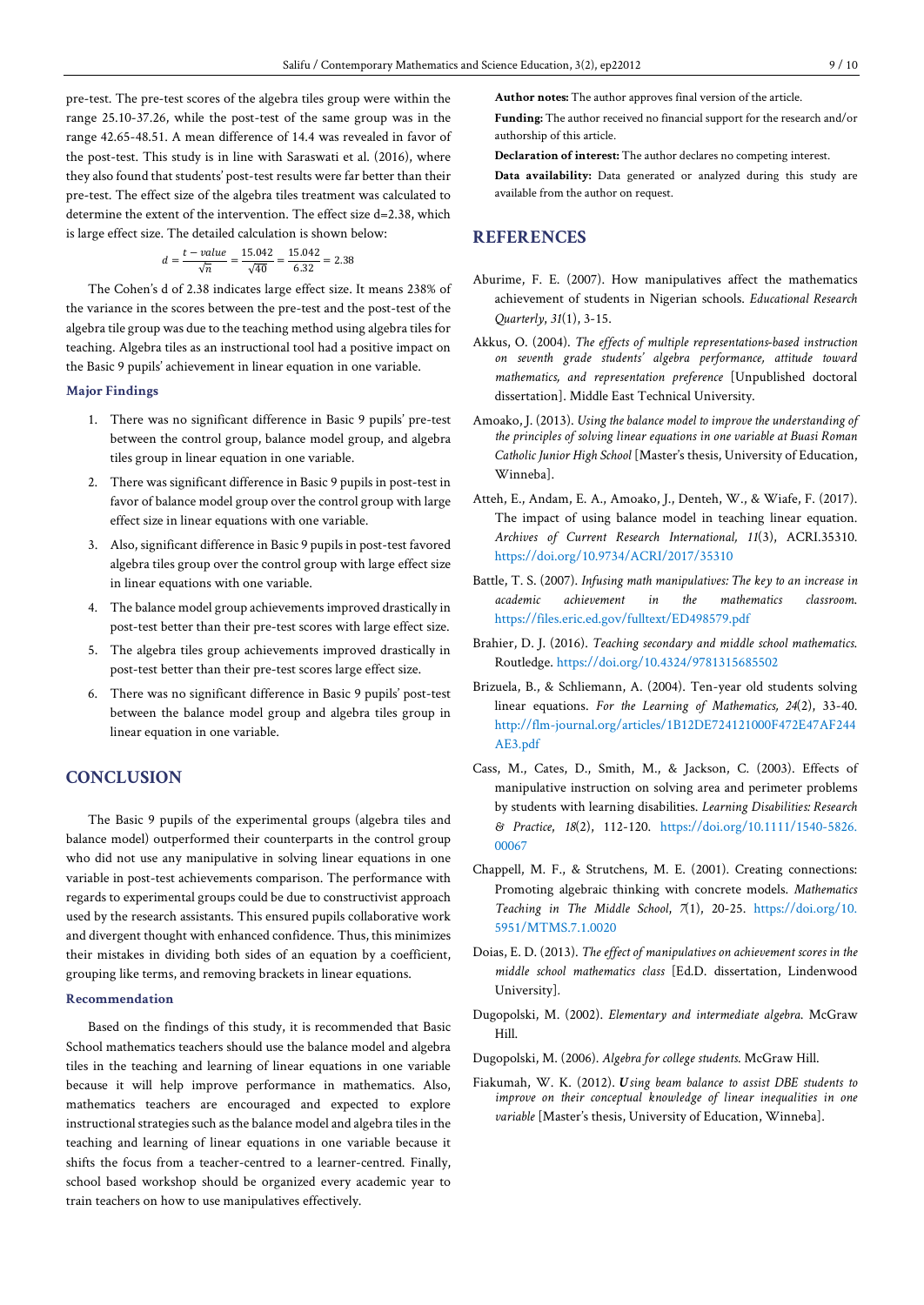pre-test. The pre-test scores of the algebra tiles group were within the range 25.10-37.26, while the post-test of the same group was in the range 42.65-48.51. A mean difference of 14.4 was revealed in favor of the post-test. This study is in line with Saraswati et al. (2016), where they also found that students' post-test results were far better than their pre-test. The effect size of the algebra tiles treatment was calculated to determine the extent of the intervention. The effect size d=2.38, which is large effect size. The detailed calculation is shown below:

$$d = \frac{t - value}{\sqrt{n}} = \frac{15.042}{\sqrt{40}} = \frac{15.042}{6.32} = 2.38$$

The Cohen's d of 2.38 indicates large effect size. It means 238% of the variance in the scores between the pre-test and the post-test of the algebra tile group was due to the teaching method using algebra tiles for teaching. Algebra tiles as an instructional tool had a positive impact on the Basic 9 pupils' achievement in linear equation in one variable.

### Major Findings

1. There was no significant difference in Basic 9 pupils' pre-test between the control group, balance model group, and algebra tiles group in linear equation in one variable.
2. There was significant difference in Basic 9 pupils in post-test in favor of balance model group over the control group with large effect size in linear equations with one variable.
3. Also, significant difference in Basic 9 pupils in post-test favored algebra tiles group over the control group with large effect size in linear equations with one variable.
4. The balance model group achievements improved drastically in post-test better than their pre-test scores with large effect size.
5. The algebra tiles group achievements improved drastically in post-test better than their pre-test scores large effect size.
6. There was no significant difference in Basic 9 pupils' post-test between the balance model group and algebra tiles group in linear equation in one variable.

## CONCLUSION

The Basic 9 pupils of the experimental groups (algebra tiles and balance model) outperformed their counterparts in the control group who did not use any manipulative in solving linear equations in one variable in post-test achievements comparison. The performance with regards to experimental groups could be due to constructivist approach used by the research assistants. This ensured pupils collaborative work and divergent thought with enhanced confidence. Thus, this minimizes their mistakes in dividing both sides of an equation by a coefficient, grouping like terms, and removing brackets in linear equations.

### Recommendation

Based on the findings of this study, it is recommended that Basic School mathematics teachers should use the balance model and algebra tiles in the teaching and learning of linear equations in one variable because it will help improve performance in mathematics. Also, mathematics teachers are encouraged and expected to explore instructional strategies such as the balance model and algebra tiles in the teaching and learning of linear equations in one variable because it shifts the focus from a teacher-centred to a learner-centred. Finally, school based workshop should be organized every academic year to train teachers on how to use manipulatives effectively.

**Author notes:** The author approves final version of the article.

**Funding:** The author received no financial support for the research and/or authorship of this article.

**Declaration of interest:** The author declares no competing interest.

**Data availability:** Data generated or analyzed during this study are available from the author on request.

## REFERENCES

Aburime, F. E. (2007). How manipulatives affect the mathematics achievement of students in Nigerian schools. *Educational Research Quarterly*, *31*(1), 3-15.

Akkus, O. (2004). *The effects of multiple representations-based instruction on seventh grade students' algebra performance, attitude toward mathematics, and representation preference* [Unpublished doctoral dissertation]. Middle East Technical University.

Amoako, J. (2013). *Using the balance model to improve the understanding of the principles of solving linear equations in one variable at Buasi Roman Catholic Junior High School* [Master's thesis, University of Education, Winneba].

Atteh, E., Andam, E. A., Amoako, J., Denteh, W., & Wiafe, F. (2017). The impact of using balance model in teaching linear equation. *Archives of Current Research International*, *11*(3), ACRI.35310. https://doi.org/10.9734/ACRI/2017/35310

Battle, T. S. (2007). *Infusing math manipulatives: The key to an increase in academic achievement in the mathematics classroom.* https://files.eric.ed.gov/fulltext/ED498579.pdf

Brahier, D. J. (2016). *Teaching secondary and middle school mathematics.* Routledge. https://doi.org/10.4324/9781315685502

Brizuela, B., & Schliemann, A. (2004). Ten-year old students solving linear equations. *For the Learning of Mathematics, 24*(2), 33-40. http://flm-journal.org/articles/1B12DE724121000F472E47AF244AE3.pdf

Cass, M., Cates, D., Smith, M., & Jackson, C. (2003). Effects of manipulative instruction on solving area and perimeter problems by students with learning disabilities. *Learning Disabilities: Research & Practice*, *18*(2), 112-120. https://doi.org/10.1111/1540-5826.00067

Chappell, M. F., & Strutchens, M. E. (2001). Creating connections: Promoting algebraic thinking with concrete models. *Mathematics Teaching in The Middle School*, *7*(1), 20-25. https://doi.org/10.5951/MTMS.7.1.0020

Doias, E. D. (2013). *The effect of manipulatives on achievement scores in the middle school mathematics class* [Ed.D. dissertation, Lindenwood University].

Dugopolski, M. (2002). *Elementary and intermediate algebra.* McGraw Hill.

Dugopolski, M. (2006). *Algebra for college students.* McGraw Hill.

Fiakumah, W. K. (2012). *Using beam balance to assist DBE students to improve on their conceptual knowledge of linear inequalities in one variable* [Master's thesis, University of Education, Winneba].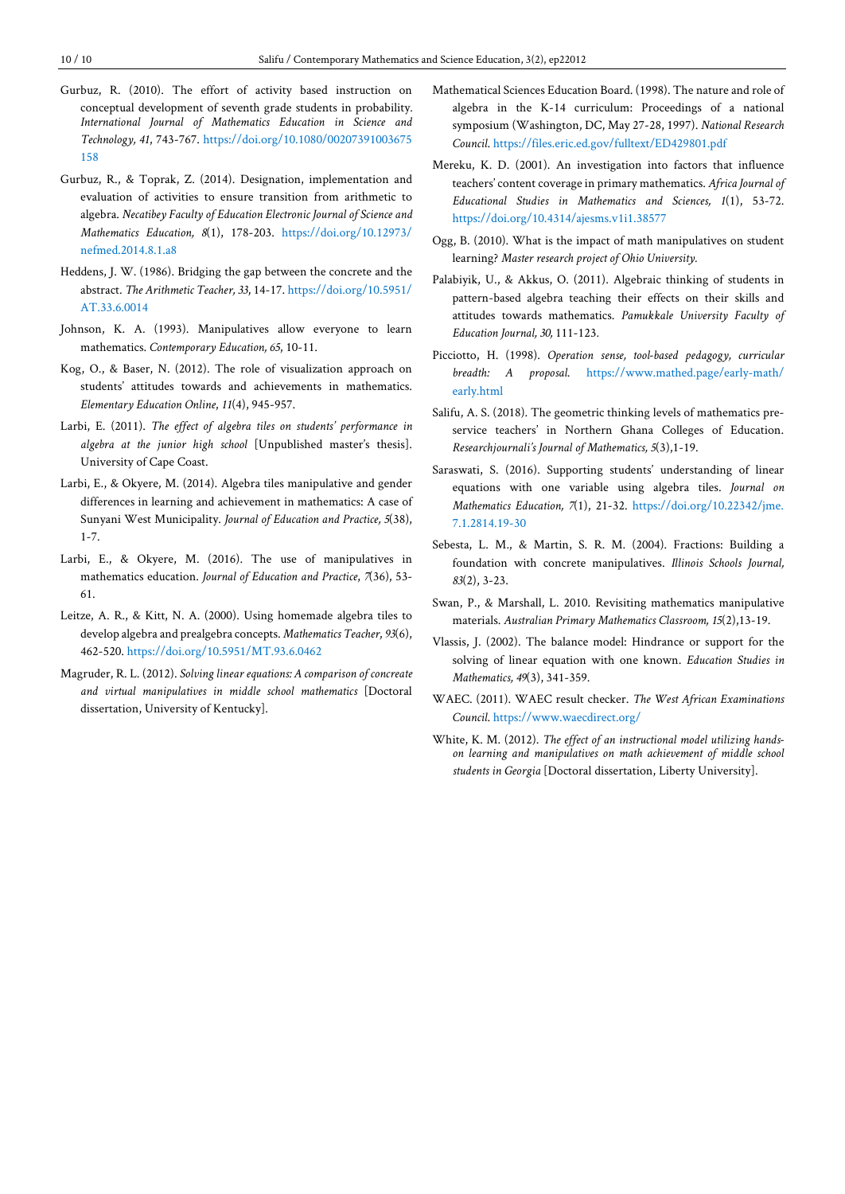Gurbuz, R. (2010). The effort of activity based instruction on conceptual development of seventh grade students in probability. *International Journal of Mathematics Education in Science and Technology, 41*, 743-767. https://doi.org/10.1080/00207391003675158

Gurbuz, R., & Toprak, Z. (2014). Designation, implementation and evaluation of activities to ensure transition from arithmetic to algebra. *Necatibey Faculty of Education Electronic Journal of Science and Mathematics Education, 8*(1), 178-203. https://doi.org/10.12973/nefmed.2014.8.1.a8

Heddens, J. W. (1986). Bridging the gap between the concrete and the abstract. *The Arithmetic Teacher, 33*, 14-17. https://doi.org/10.5951/AT.33.6.0014

Johnson, K. A. (1993). Manipulatives allow everyone to learn mathematics. *Contemporary Education, 65*, 10-11.

Kog, O., & Baser, N. (2012). The role of visualization approach on students' attitudes towards and achievements in mathematics. *Elementary Education Online*, *11*(4), 945-957.

Larbi, E. (2011). *The effect of algebra tiles on students' performance in algebra at the junior high school* [Unpublished master's thesis]. University of Cape Coast.

Larbi, E., & Okyere, M. (2014). Algebra tiles manipulative and gender differences in learning and achievement in mathematics: A case of Sunyani West Municipality. *Journal of Education and Practice, 5*(38), 1-7.

Larbi, E., & Okyere, M. (2016). The use of manipulatives in mathematics education. *Journal of Education and Practice*, *7*(36), 53-61.

Leitze, A. R., & Kitt, N. A. (2000). Using homemade algebra tiles to develop algebra and prealgebra concepts. *Mathematics Teacher*, *93*(6), 462-520. https://doi.org/10.5951/MT.93.6.0462

Magruder, R. L. (2012). *Solving linear equations: A comparison of concreate and virtual manipulatives in middle school mathematics* [Doctoral dissertation, University of Kentucky].

Mathematical Sciences Education Board. (1998). The nature and role of algebra in the K-14 curriculum: Proceedings of a national symposium (Washington, DC, May 27-28, 1997). *National Research Council*. https://files.eric.ed.gov/fulltext/ED429801.pdf

Mereku, K. D. (2001). An investigation into factors that influence teachers' content coverage in primary mathematics. *Africa Journal of Educational Studies in Mathematics and Sciences, 1*(1), 53-72. https://doi.org/10.4314/ajesms.v1i1.38577

Ogg, B. (2010). What is the impact of math manipulatives on student learning? *Master research project of Ohio University.*

Palabiyik, U., & Akkus, O. (2011). Algebraic thinking of students in pattern-based algebra teaching their effects on their skills and attitudes towards mathematics. *Pamukkale University Faculty of Education Journal, 30,* 111-123.

Picciotto, H. (1998). *Operation sense, tool-based pedagogy, curricular breadth: A proposal.* https://www.mathed.page/early-math/early.html

Salifu, A. S. (2018). The geometric thinking levels of mathematics pre-service teachers' in Northern Ghana Colleges of Education. *Researchjournali's Journal of Mathematics, 5*(3),1-19.

Saraswati, S. (2016). Supporting students' understanding of linear equations with one variable using algebra tiles. *Journal on Mathematics Education, 7*(1), 21-32. https://doi.org/10.22342/jme.7.1.2814.19-30

Sebesta, L. M., & Martin, S. R. M. (2004). Fractions: Building a foundation with concrete manipulatives. *Illinois Schools Journal, 83*(2), 3-23.

Swan, P., & Marshall, L. 2010. Revisiting mathematics manipulative materials. *Australian Primary Mathematics Classroom, 15*(2),13-19.

Vlassis, J. (2002). The balance model: Hindrance or support for the solving of linear equation with one known. *Education Studies in Mathematics, 49*(3), 341-359.

WAEC. (2011). WAEC result checker. *The West African Examinations Council*. https://www.waecdirect.org/

White, K. M. (2012). *The effect of an instructional model utilizing hands-on learning and manipulatives on math achievement of middle school students in Georgia* [Doctoral dissertation, Liberty University].